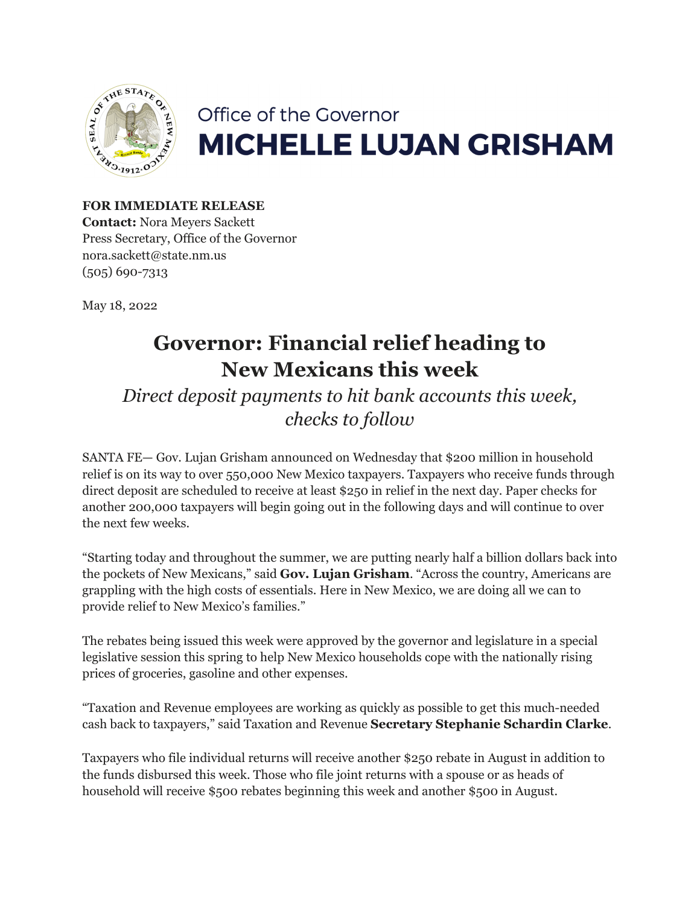Office of the Governor

**MICHELLE LUJAN GRISHAM**

**FOR IMMEDIATE RELEASE**
**Contact:** Nora Meyers Sackett
Press Secretary, Office of the Governor
nora.sackett@state.nm.us
(505) 690-7313

May 18, 2022

# Governor: Financial relief heading to New Mexicans this week

*Direct deposit payments to hit bank accounts this week, checks to follow*

SANTA FE— Gov. Lujan Grisham announced on Wednesday that $200 million in household relief is on its way to over 550,000 New Mexico taxpayers. Taxpayers who receive funds through direct deposit are scheduled to receive at least $250 in relief in the next day. Paper checks for another 200,000 taxpayers will begin going out in the following days and will continue to over the next few weeks.

"Starting today and throughout the summer, we are putting nearly half a billion dollars back into the pockets of New Mexicans," said **Gov. Lujan Grisham**. "Across the country, Americans are grappling with the high costs of essentials. Here in New Mexico, we are doing all we can to provide relief to New Mexico's families."

The rebates being issued this week were approved by the governor and legislature in a special legislative session this spring to help New Mexico households cope with the nationally rising prices of groceries, gasoline and other expenses.

"Taxation and Revenue employees are working as quickly as possible to get this much-needed cash back to taxpayers," said Taxation and Revenue **Secretary Stephanie Schardin Clarke**.

Taxpayers who file individual returns will receive another $250 rebate in August in addition to the funds disbursed this week. Those who file joint returns with a spouse or as heads of household will receive $500 rebates beginning this week and another $500 in August.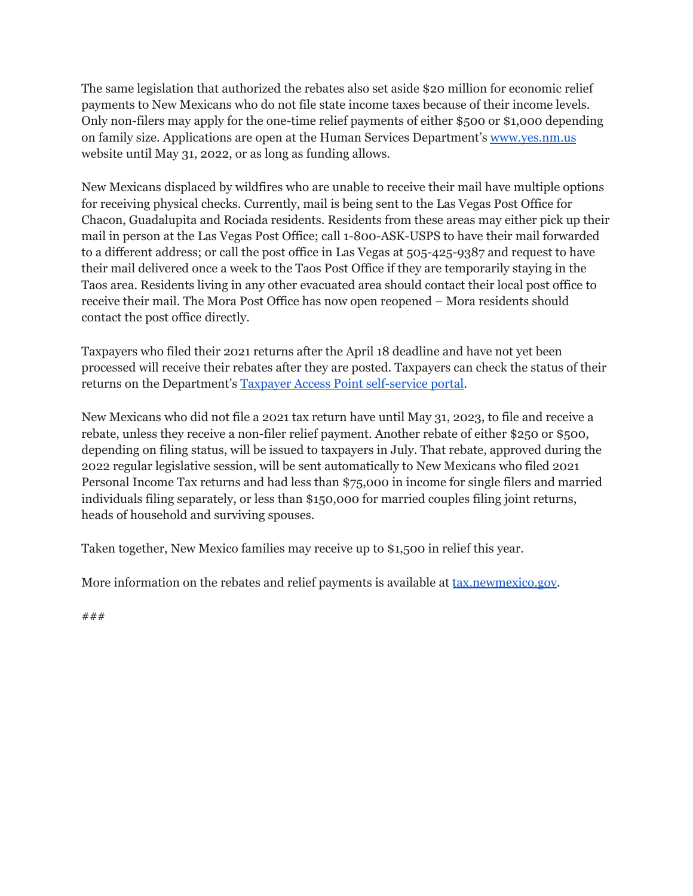The same legislation that authorized the rebates also set aside $20 million for economic relief payments to New Mexicans who do not file state income taxes because of their income levels. Only non-filers may apply for the one-time relief payments of either $500 or $1,000 depending on family size. Applications are open at the Human Services Department's [www.yes.nm.us](http://www.yes.nm.us) website until May 31, 2022, or as long as funding allows.

New Mexicans displaced by wildfires who are unable to receive their mail have multiple options for receiving physical checks. Currently, mail is being sent to the Las Vegas Post Office for Chacon, Guadalupita and Rociada residents. Residents from these areas may either pick up their mail in person at the Las Vegas Post Office; call 1-800-ASK-USPS to have their mail forwarded to a different address; or call the post office in Las Vegas at 505-425-9387 and request to have their mail delivered once a week to the Taos Post Office if they are temporarily staying in the Taos area. Residents living in any other evacuated area should contact their local post office to receive their mail. The Mora Post Office has now open reopened – Mora residents should contact the post office directly.

Taxpayers who filed their 2021 returns after the April 18 deadline and have not yet been processed will receive their rebates after they are posted. Taxpayers can check the status of their returns on the Department's Taxpayer Access Point self-service portal.

New Mexicans who did not file a 2021 tax return have until May 31, 2023, to file and receive a rebate, unless they receive a non-filer relief payment. Another rebate of either $250 or $500, depending on filing status, will be issued to taxpayers in July. That rebate, approved during the 2022 regular legislative session, will be sent automatically to New Mexicans who filed 2021 Personal Income Tax returns and had less than $75,000 in income for single filers and married individuals filing separately, or less than $150,000 for married couples filing joint returns, heads of household and surviving spouses.

Taken together, New Mexico families may receive up to $1,500 in relief this year.

More information on the rebates and relief payments is available at [tax.newmexico.gov](http://tax.newmexico.gov).

###